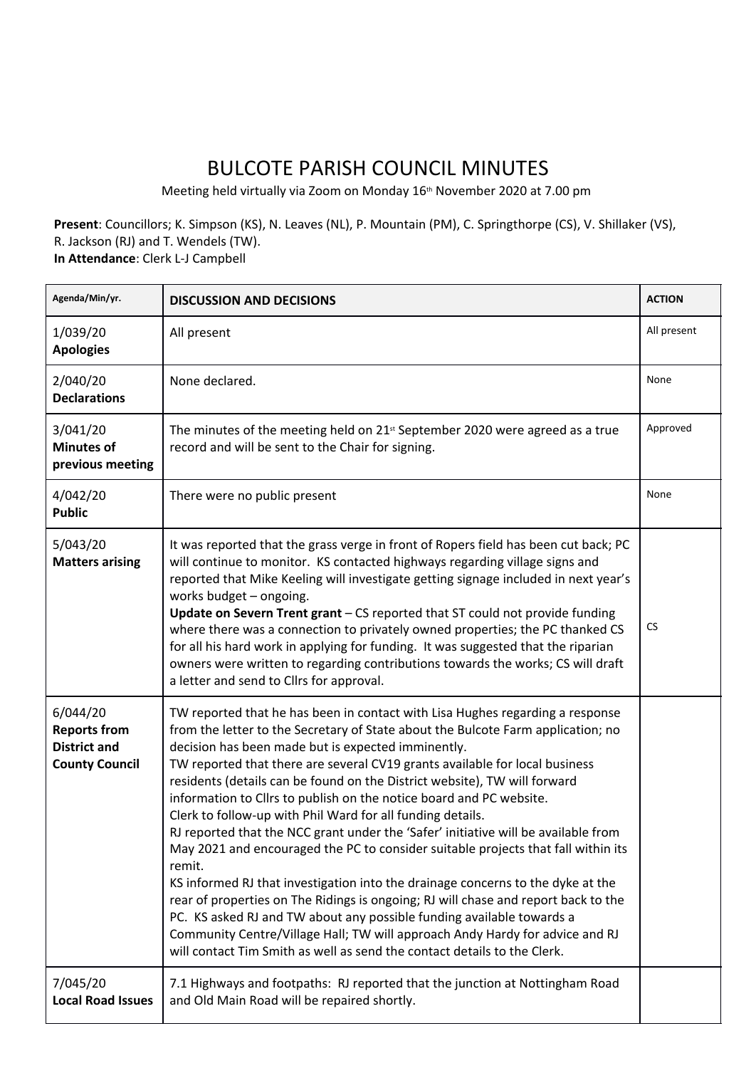# BULCOTE PARISH COUNCIL MINUTES

Meeting held virtually via Zoom on Monday 16th November 2020 at 7.00 pm

**Present**: Councillors; K. Simpson (KS), N. Leaves (NL), P. Mountain (PM), C. Springthorpe (CS), V. Shillaker (VS), R. Jackson (RJ) and T. Wendels (TW).
**In Attendance**: Clerk L-J Campbell

| Agenda/Min/yr. | DISCUSSION AND DECISIONS | ACTION |
|---|---|---|
| 1/039/20 **Apologies** | All present | All present |
| 2/040/20 **Declarations** | None declared. | None |
| 3/041/20 **Minutes of previous meeting** | The minutes of the meeting held on 21st September 2020 were agreed as a true record and will be sent to the Chair for signing. | Approved |
| 4/042/20 **Public** | There were no public present | None |
| 5/043/20 **Matters arising** | It was reported that the grass verge in front of Ropers field has been cut back; PC will continue to monitor. KS contacted highways regarding village signs and reported that Mike Keeling will investigate getting signage included in next year's works budget – ongoing.<br>**Update on Severn Trent grant** – CS reported that ST could not provide funding where there was a connection to privately owned properties; the PC thanked CS for all his hard work in applying for funding. It was suggested that the riparian owners were written to regarding contributions towards the works; CS will draft a letter and send to Cllrs for approval. | CS |
| 6/044/20 **Reports from District and County Council** | TW reported that he has been in contact with Lisa Hughes regarding a response from the letter to the Secretary of State about the Bulcote Farm application; no decision has been made but is expected imminently.<br>TW reported that there are several CV19 grants available for local business residents (details can be found on the District website), TW will forward information to Cllrs to publish on the notice board and PC website.<br>Clerk to follow-up with Phil Ward for all funding details.<br>RJ reported that the NCC grant under the 'Safer' initiative will be available from May 2021 and encouraged the PC to consider suitable projects that fall within its remit.<br>KS informed RJ that investigation into the drainage concerns to the dyke at the rear of properties on The Ridings is ongoing; RJ will chase and report back to the PC. KS asked RJ and TW about any possible funding available towards a Community Centre/Village Hall; TW will approach Andy Hardy for advice and RJ will contact Tim Smith as well as send the contact details to the Clerk. | |
| 7/045/20 **Local Road Issues** | 7.1 Highways and footpaths: RJ reported that the junction at Nottingham Road and Old Main Road will be repaired shortly. | |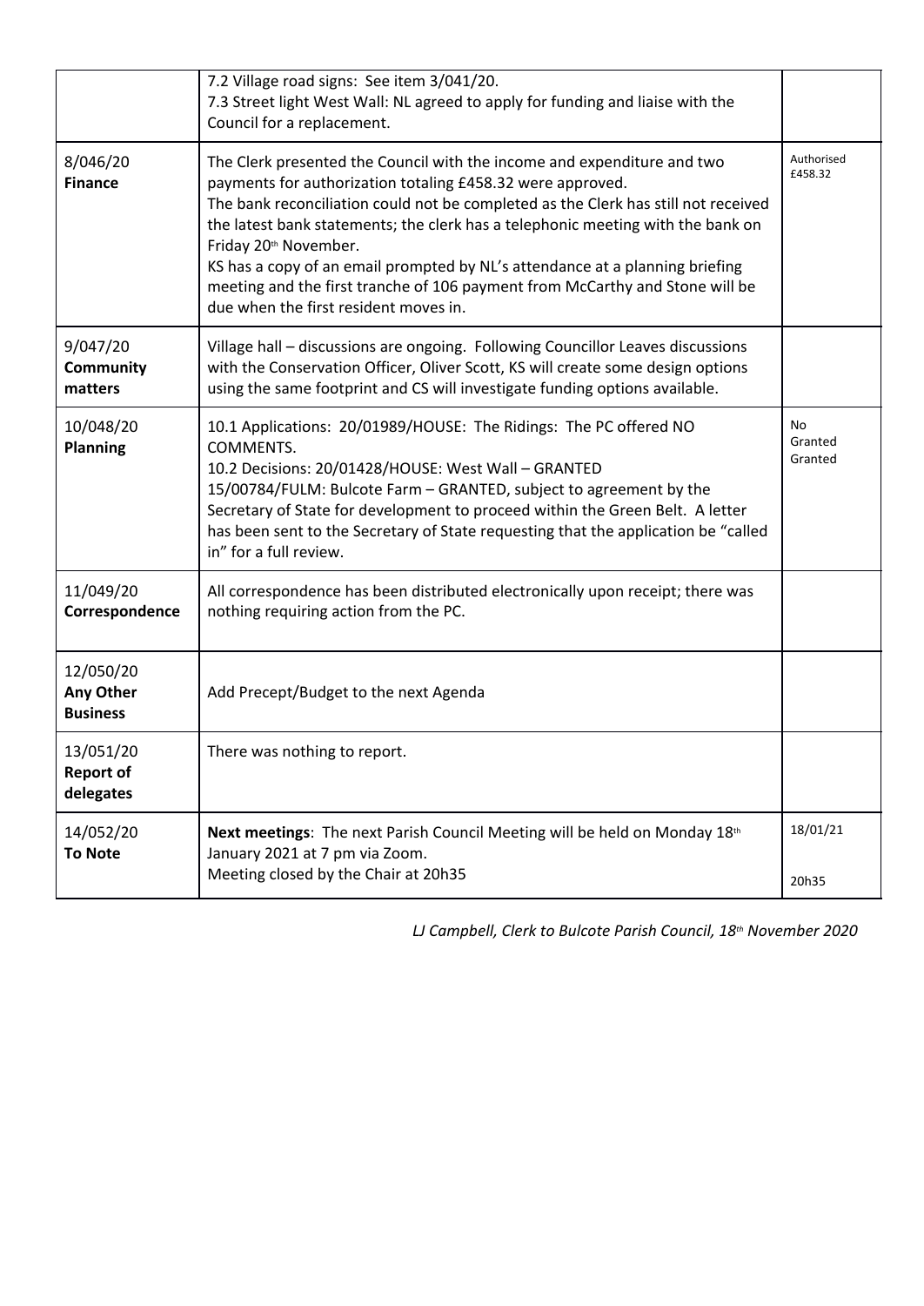| | | |
|---|---|---|
| | 7.2 Village road signs: See item 3/041/20.<br>7.3 Street light West Wall: NL agreed to apply for funding and liaise with the Council for a replacement. | |
| 8/046/20<br>**Finance** | The Clerk presented the Council with the income and expenditure and two payments for authorization totaling £458.32 were approved.<br>The bank reconciliation could not be completed as the Clerk has still not received the latest bank statements; the clerk has a telephonic meeting with the bank on Friday 20th November.<br>KS has a copy of an email prompted by NL's attendance at a planning briefing meeting and the first tranche of 106 payment from McCarthy and Stone will be due when the first resident moves in. | Authorised £458.32 |
| 9/047/20<br>**Community matters** | Village hall – discussions are ongoing. Following Councillor Leaves discussions with the Conservation Officer, Oliver Scott, KS will create some design options using the same footprint and CS will investigate funding options available. | |
| 10/048/20<br>**Planning** | 10.1 Applications: 20/01989/HOUSE: The Ridings: The PC offered NO COMMENTS.<br>10.2 Decisions: 20/01428/HOUSE: West Wall – GRANTED<br>15/00784/FULM: Bulcote Farm – GRANTED, subject to agreement by the Secretary of State for development to proceed within the Green Belt. A letter has been sent to the Secretary of State requesting that the application be "called in" for a full review. | No<br>Granted<br>Granted |
| 11/049/20<br>**Correspondence** | All correspondence has been distributed electronically upon receipt; there was nothing requiring action from the PC. | |
| 12/050/20<br>**Any Other Business** | Add Precept/Budget to the next Agenda | |
| 13/051/20<br>**Report of delegates** | There was nothing to report. | |
| 14/052/20<br>**To Note** | **Next meetings**: The next Parish Council Meeting will be held on Monday 18th January 2021 at 7 pm via Zoom.<br>Meeting closed by the Chair at 20h35 | 18/01/21<br><br>20h35 |

*LJ Campbell, Clerk to Bulcote Parish Council, 18th November 2020*